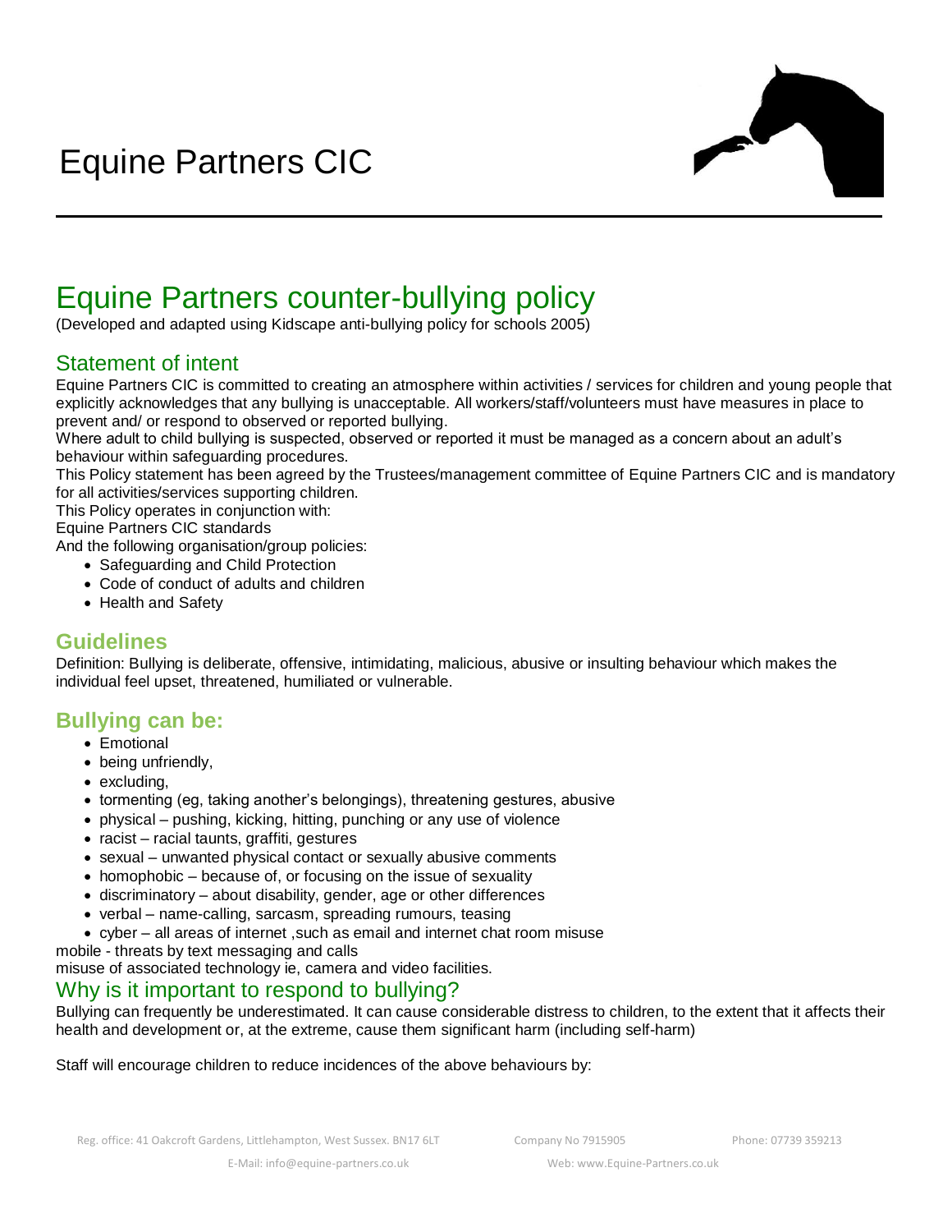# Equine Partners CIC

## Equine Partners counter-bullying policy

(Developed and adapted using Kidscape anti-bullying policy for schools 2005)

### Statement of intent

Equine Partners CIC is committed to creating an atmosphere within activities / services for children and young people that explicitly acknowledges that any bullying is unacceptable. All workers/staff/volunteers must have measures in place to prevent and/ or respond to observed or reported bullying.

Where adult to child bullying is suspected, observed or reported it must be managed as a concern about an adult's behaviour within safeguarding procedures.

This Policy statement has been agreed by the Trustees/management committee of Equine Partners CIC and is mandatory for all activities/services supporting children.

This Policy operates in conjunction with:

Equine Partners CIC standards

And the following organisation/group policies:

- Safeguarding and Child Protection
- Code of conduct of adults and children
- Health and Safety

### Guidelines

Definition: Bullying is deliberate, offensive, intimidating, malicious, abusive or insulting behaviour which makes the individual feel upset, threatened, humiliated or vulnerable.

### Bullying can be:

- Emotional
- being unfriendly,
- excluding,
- tormenting (eg, taking another's belongings), threatening gestures, abusive
- physical – pushing, kicking, hitting, punching or any use of violence
- racist – racial taunts, graffiti, gestures
- sexual – unwanted physical contact or sexually abusive comments
- homophobic – because of, or focusing on the issue of sexuality
- discriminatory – about disability, gender, age or other differences
- verbal – name-calling, sarcasm, spreading rumours, teasing
- cyber – all areas of internet ,such as email and internet chat room misuse

mobile - threats by text messaging and calls

misuse of associated technology ie, camera and video facilities.

### Why is it important to respond to bullying?

Bullying can frequently be underestimated. It can cause considerable distress to children, to the extent that it affects their health and development or, at the extreme, cause them significant harm (including self-harm)

Staff will encourage children to reduce incidences of the above behaviours by: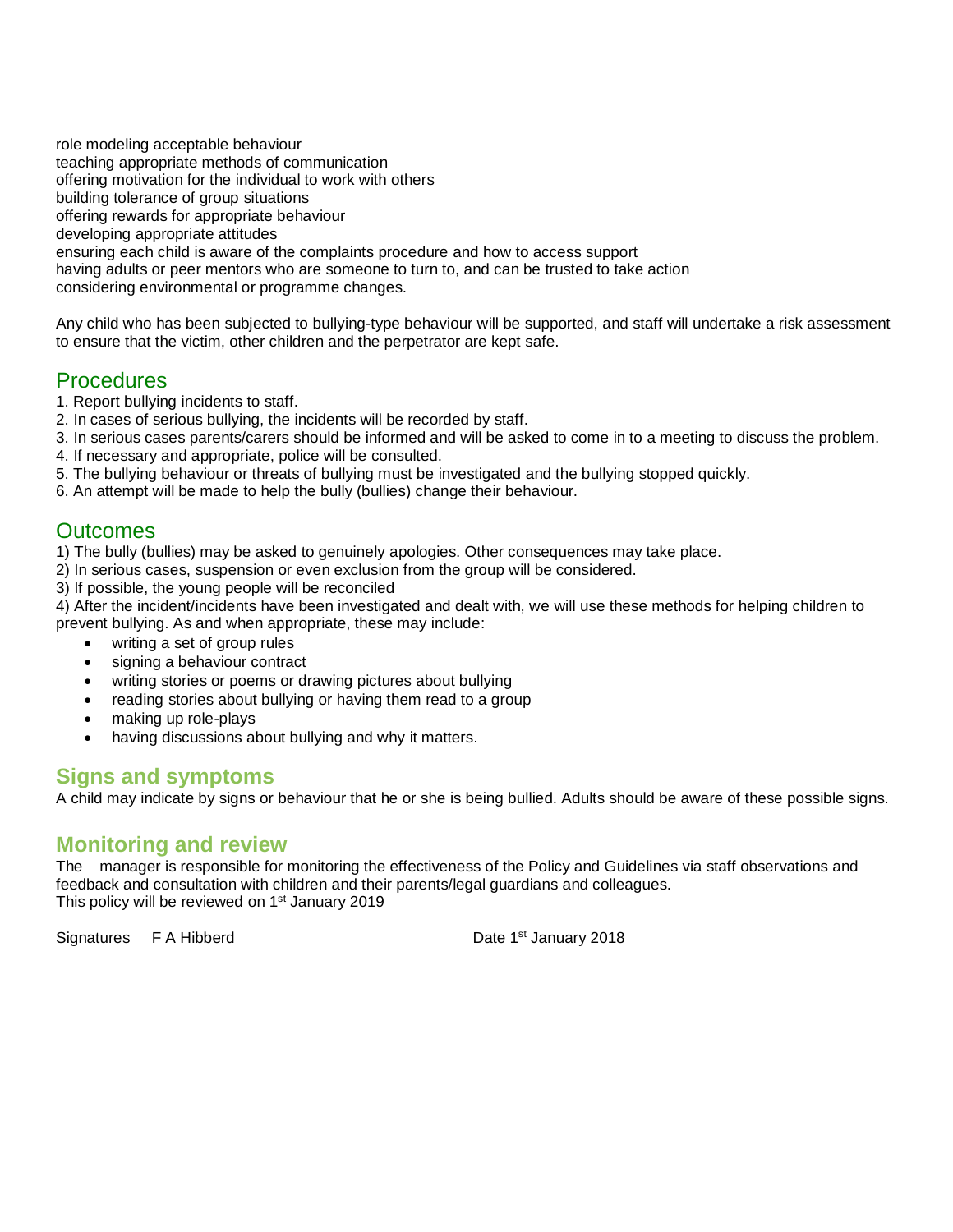role modeling acceptable behaviour
teaching appropriate methods of communication
offering motivation for the individual to work with others
building tolerance of group situations
offering rewards for appropriate behaviour
developing appropriate attitudes
ensuring each child is aware of the complaints procedure and how to access support
having adults or peer mentors who are someone to turn to, and can be trusted to take action
considering environmental or programme changes.

Any child who has been subjected to bullying-type behaviour will be supported, and staff will undertake a risk assessment to ensure that the victim, other children and the perpetrator are kept safe.

## Procedures

1. Report bullying incidents to staff.
2. In cases of serious bullying, the incidents will be recorded by staff.
3. In serious cases parents/carers should be informed and will be asked to come in to a meeting to discuss the problem.
4. If necessary and appropriate, police will be consulted.
5. The bullying behaviour or threats of bullying must be investigated and the bullying stopped quickly.
6. An attempt will be made to help the bully (bullies) change their behaviour.

## Outcomes

1) The bully (bullies) may be asked to genuinely apologies. Other consequences may take place.
2) In serious cases, suspension or even exclusion from the group will be considered.
3) If possible, the young people will be reconciled
4) After the incident/incidents have been investigated and dealt with, we will use these methods for helping children to prevent bullying. As and when appropriate, these may include:

- writing a set of group rules
- signing a behaviour contract
- writing stories or poems or drawing pictures about bullying
- reading stories about bullying or having them read to a group
- making up role-plays
- having discussions about bullying and why it matters.

## Signs and symptoms

A child may indicate by signs or behaviour that he or she is being bullied. Adults should be aware of these possible signs.

## Monitoring and review

The manager is responsible for monitoring the effectiveness of the Policy and Guidelines via staff observations and feedback and consultation with children and their parents/legal guardians and colleagues.
This policy will be reviewed on 1st January 2019

Signatures F A Hibberd Date 1st January 2018